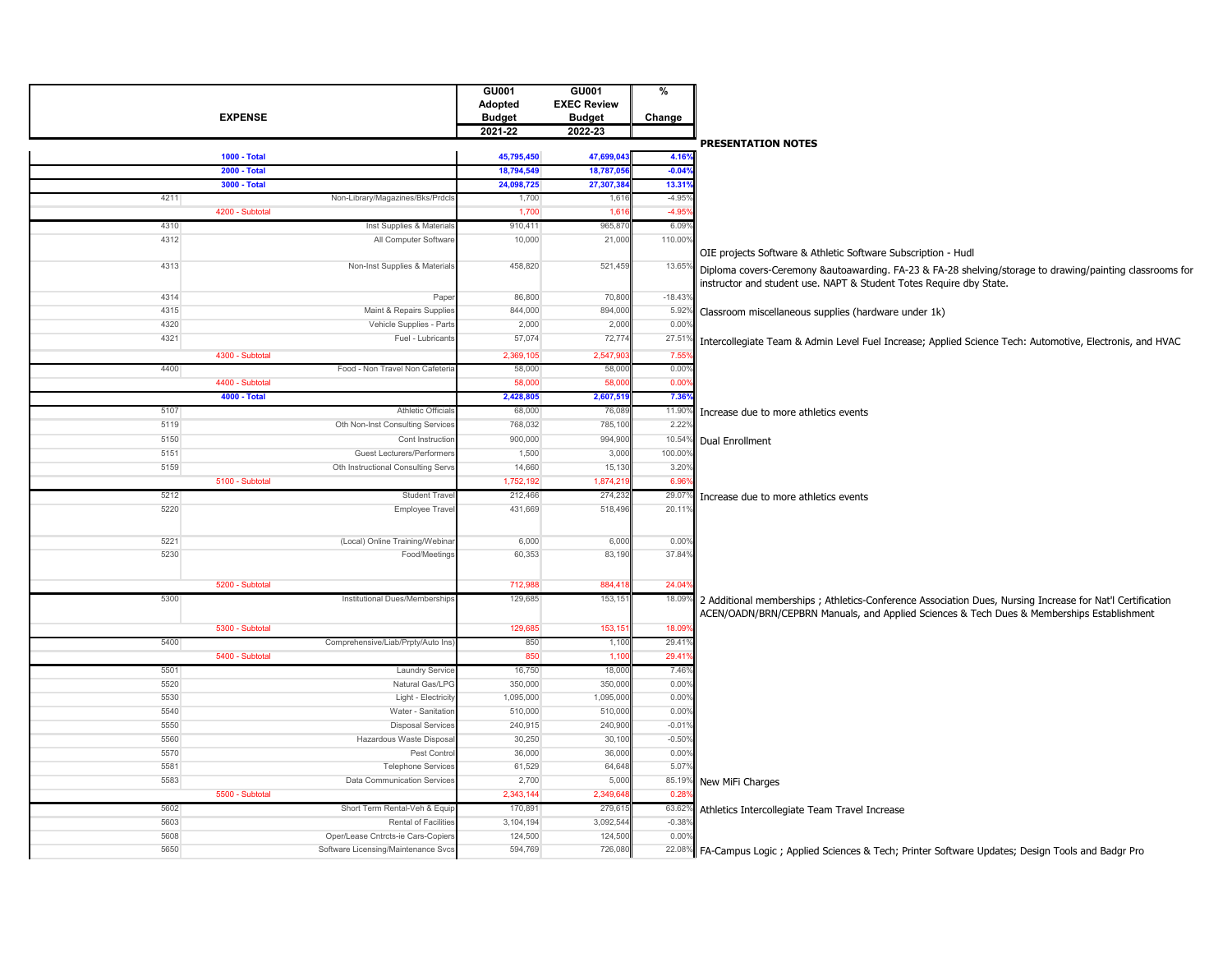| | EXPENSE | GU001 Adopted Budget 2021-22 | GU001 EXEC Review Budget 2022-23 | % Change | PRESENTATION NOTES |
|---|---|---|---|---|---|
| | 1000 - Total | 45,795,450 | 47,699,043 | 4.16% | |
| | 2000 - Total | 18,794,549 | 18,787,056 | -0.04% | |
| | 3000 - Total | 24,098,725 | 27,307,384 | 13.31% | |
| 4211 | Non-Library/Magazines/Bks/Prdcls | 1,700 | 1,616 | -4.95% | |
| | 4200 - Subtotal | 1,700 | 1,616 | -4.95% | |
| 4310 | Inst Supplies & Materials | 910,411 | 965,870 | 6.09% | |
| 4312 | All Computer Software | 10,000 | 21,000 | 110.00% | OIE projects Software & Athletic Software Subscription - Hudl |
| 4313 | Non-Inst Supplies & Materials | 458,820 | 521,459 | 13.65% | Diploma covers-Ceremony &autoawarding. FA-23 & FA-28 shelving/storage to drawing/painting classrooms for instructor and student use. NAPT & Student Totes Require dby State. |
| 4314 | Paper | 86,800 | 70,800 | -18.43% | |
| 4315 | Maint & Repairs Supplies | 844,000 | 894,000 | 5.92% | Classroom miscellaneous supplies (hardware under 1k) |
| 4320 | Vehicle Supplies - Parts | 2,000 | 2,000 | 0.00% | |
| 4321 | Fuel - Lubricants | 57,074 | 72,774 | 27.51% | Intercollegiate Team & Admin Level Fuel Increase; Applied Science Tech: Automotive, Electronis, and HVAC |
| | 4300 - Subtotal | 2,369,105 | 2,547,903 | 7.55% | |
| 4400 | Food - Non Travel Non Cafeteria | 58,000 | 58,000 | 0.00% | |
| | 4400 - Subtotal | 58,000 | 58,000 | 0.00% | |
| | 4000 - Total | 2,428,805 | 2,607,519 | 7.36% | |
| 5107 | Athletic Officials | 68,000 | 76,089 | 11.90% | Increase due to more athletics events |
| 5119 | Oth Non-Inst Consulting Services | 768,032 | 785,100 | 2.22% | |
| 5150 | Cont Instruction | 900,000 | 994,900 | 10.54% | Dual Enrollment |
| 5151 | Guest Lecturers/Performers | 1,500 | 3,000 | 100.00% | |
| 5159 | Oth Instructional Consulting Servs | 14,660 | 15,130 | 3.20% | |
| | 5100 - Subtotal | 1,752,192 | 1,874,219 | 6.96% | |
| 5212 | Student Travel | 212,466 | 274,232 | 29.07% | Increase due to more athletics events |
| 5220 | Employee Travel | 431,669 | 518,496 | 20.11% | |
| 5221 | (Local) Online Training/Webinar | 6,000 | 6,000 | 0.00% | |
| 5230 | Food/Meetings | 60,353 | 83,190 | 37.84% | |
| | 5200 - Subtotal | 712,988 | 884,418 | 24.04% | |
| 5300 | Institutional Dues/Memberships | 129,685 | 153,151 | 18.09% | 2 Additional memberships ; Athletics-Conference Association Dues, Nursing Increase for Nat'l Certification ACEN/OADN/BRN/CEPBRN Manuals, and Applied Sciences & Tech Dues & Memberships Establishment |
| | 5300 - Subtotal | 129,685 | 153,151 | 18.09% | |
| 5400 | Comprehensive/Liab/Prpty/Auto Ins) | 850 | 1,100 | 29.41% | |
| | 5400 - Subtotal | 850 | 1,100 | 29.41% | |
| 5501 | Laundry Service | 16,750 | 18,000 | 7.46% | |
| 5520 | Natural Gas/LPG | 350,000 | 350,000 | 0.00% | |
| 5530 | Light - Electricity | 1,095,000 | 1,095,000 | 0.00% | |
| 5540 | Water - Sanitation | 510,000 | 510,000 | 0.00% | |
| 5550 | Disposal Services | 240,915 | 240,900 | -0.01% | |
| 5560 | Hazardous Waste Disposal | 30,250 | 30,100 | -0.50% | |
| 5570 | Pest Control | 36,000 | 36,000 | 0.00% | |
| 5581 | Telephone Services | 61,529 | 64,648 | 5.07% | |
| 5583 | Data Communication Services | 2,700 | 5,000 | 85.19% | New MiFi Charges |
| | 5500 - Subtotal | 2,343,144 | 2,349,648 | 0.28% | |
| 5602 | Short Term Rental-Veh & Equip | 170,891 | 279,615 | 63.62% | Athletics Intercollegiate Team Travel Increase |
| 5603 | Rental of Facilities | 3,104,194 | 3,092,544 | -0.38% | |
| 5608 | Oper/Lease Cntrcts-ie Cars-Copiers | 124,500 | 124,500 | 0.00% | |
| 5650 | Software Licensing/Maintenance Svcs | 594,769 | 726,080 | 22.08% | FA-Campus Logic ; Applied Sciences & Tech; Printer Software Updates; Design Tools and Badgr Pro |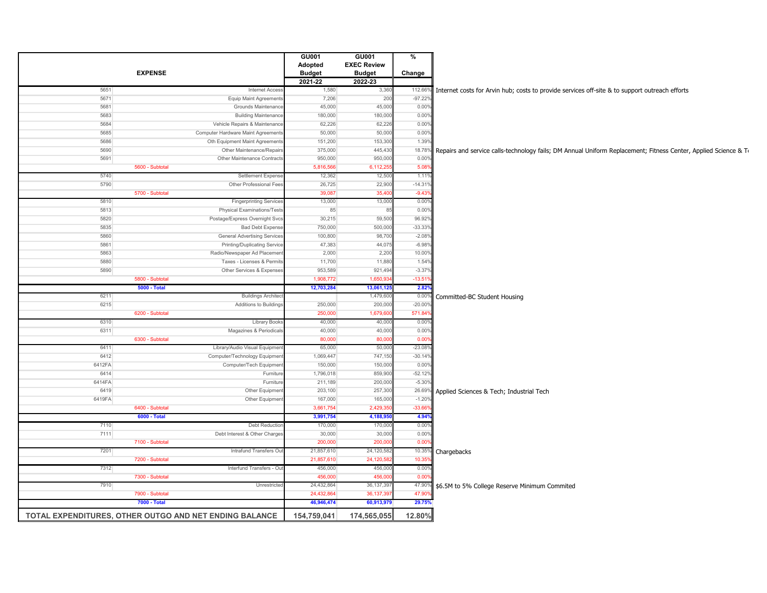| EXPENSE | | GU001 Adopted Budget 2021-22 | GU001 EXEC Review Budget 2022-23 | % Change | |
|---|---|---|---|---|---|
| 5651 | Internet Access | 1,580 | 3,360 | 112.66% | Internet costs for Arvin hub; costs to provide services off-site & to support outreach efforts |
| 5671 | Equip Maint Agreements | 7,206 | 200 | -97.22% | |
| 5681 | Grounds Maintenance | 45,000 | 45,000 | 0.00% | |
| 5683 | Building Maintenance | 180,000 | 180,000 | 0.00% | |
| 5684 | Vehicle Repairs & Maintenance | 62,226 | 62,226 | 0.00% | |
| 5685 | Computer Hardware Maint Agreements | 50,000 | 50,000 | 0.00% | |
| 5686 | Oth Equipment Maint Agreements | 151,200 | 153,300 | 1.39% | |
| 5690 | Other Maintenance/Repairs | 375,000 | 445,430 | 18.78% | Repairs and service calls-technology fails; DM Annual Uniform Replacement; Fitness Center, Applied Science & Te |
| 5691 | Other Maintenance Contracts | 950,000 | 950,000 | 0.00% | |
| 5600 - Subtotal | | 5,816,566 | 6,112,255 | 5.08% | |
| 5740 | Settlement Expense | 12,362 | 12,500 | 1.11% | |
| 5790 | Other Professional Fees | 26,725 | 22,900 | -14.31% | |
| 5700 - Subtotal | | 39,087 | 35,400 | -9.43% | |
| 5810 | Fingerprinting Services | 13,000 | 13,000 | 0.00% | |
| 5813 | Physical Examinations/Tests | 85 | 85 | 0.00% | |
| 5820 | Postage/Express Overnight Svcs | 30,215 | 59,500 | 96.92% | |
| 5835 | Bad Debt Expense | 750,000 | 500,000 | -33.33% | |
| 5860 | General Advertising Services | 100,800 | 98,700 | -2.08% | |
| 5861 | Printing/Duplicating Service | 47,383 | 44,075 | -6.98% | |
| 5863 | Radio/Newspaper Ad Placement | 2,000 | 2,200 | 10.00% | |
| 5880 | Taxes - Licenses & Permits | 11,700 | 11,880 | 1.54% | |
| 5890 | Other Services & Expenses | 953,589 | 921,494 | -3.37% | |
| 5800 - Subtotal | | 1,908,772 | 1,650,934 | -13.51% | |
| 5000 - Total | | 12,703,284 | 13,061,125 | 2.82% | |
| 6211 | Buildings Architect | | 1,479,600 | 0.00% | Committed-BC Student Housing |
| 6215 | Additions to Buildings | 250,000 | 200,000 | -20.00% | |
| 6200 - Subtotal | | 250,000 | 1,679,600 | 571.84% | |
| 6310 | Library Books | 40,000 | 40,000 | 0.00% | |
| 6311 | Magazines & Periodicals | 40,000 | 40,000 | 0.00% | |
| 6300 - Subtotal | | 80,000 | 80,000 | 0.00% | |
| 6411 | Library/Audio Visual Equipment | 65,000 | 50,000 | -23.08% | |
| 6412 | Computer/Technology Equipment | 1,069,447 | 747,150 | -30.14% | |
| 6412FA | Computer/Tech Equipment | 150,000 | 150,000 | 0.00% | |
| 6414 | Furniture | 1,796,018 | 859,900 | -52.12% | |
| 6414FA | Furniture | 211,189 | 200,000 | -5.30% | |
| 6419 | Other Equipment | 203,100 | 257,300 | 26.69% | Applied Sciences & Tech; Industrial Tech |
| 6419FA | Other Equipment | 167,000 | 165,000 | -1.20% | |
| 6400 - Subtotal | | 3,661,754 | 2,429,350 | -33.66% | |
| 6000 - Total | | 3,991,754 | 4,188,950 | 4.94% | |
| 7110 | Debt Reduction | 170,000 | 170,000 | 0.00% | |
| 7111 | Debt Interest & Other Charges | 30,000 | 30,000 | 0.00% | |
| 7100 - Subtotal | | 200,000 | 200,000 | 0.00% | |
| 7201 | Intrafund Transfers Out | 21,857,610 | 24,120,582 | 10.35% | Chargebacks |
| 7200 - Subtotal | | 21,857,610 | 24,120,582 | 10.35% | |
| 7312 | Interfund Transfers - Out | 456,000 | 456,000 | 0.00% | |
| 7300 - Subtotal | | 456,000 | 456,000 | 0.00% | |
| 7910 | Unrestricted | 24,432,864 | 36,137,397 | 47.90% | $6.5M to 5% College Reserve Minimum Commited |
| 7900 - Subtotal | | 24,432,864 | 36,137,397 | 47.90% | |
| 7000 - Total | | 46,946,474 | 60,913,979 | 29.75% | |
| **TOTAL EXPENDITURES, OTHER OUTGO AND NET ENDING BALANCE** | | **154,759,041** | **174,565,055** | **12.80%** | |